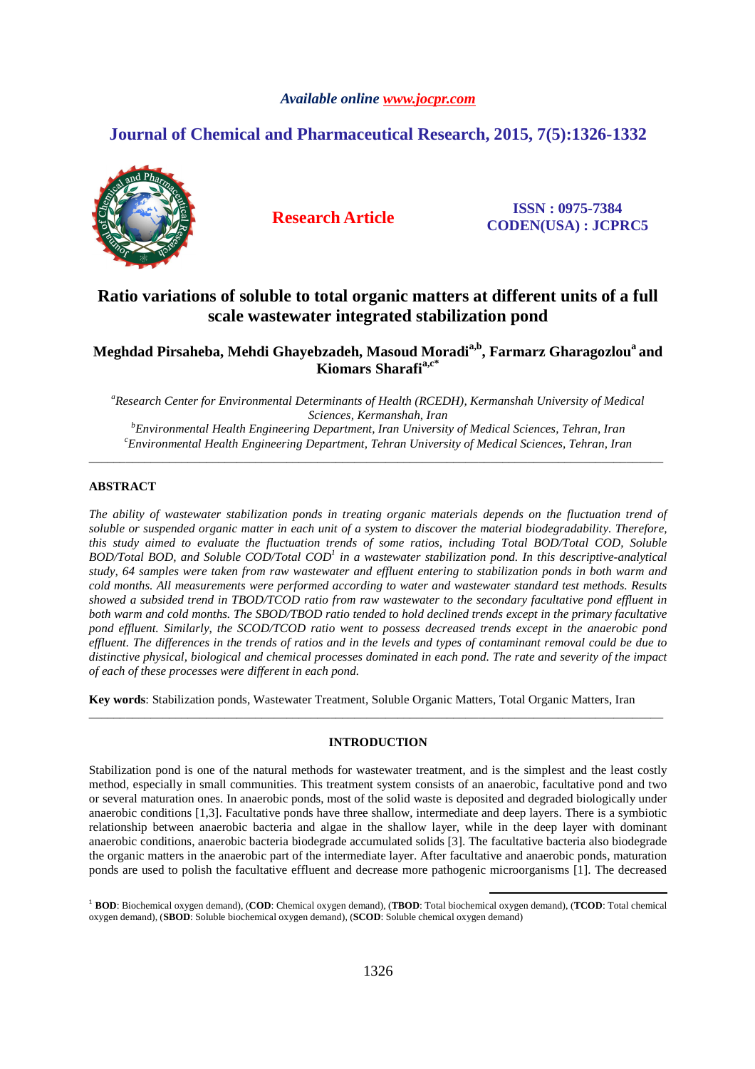*Available online www.jocpr.com*

## Journal of Chemical and Pharmaceutical Research, 2015, 7(5):1326-1332

**Research Article**

**ISSN : 0975-7384**
**CODEN(USA) : JCPRC5**

# Ratio variations of soluble to total organic matters at different units of a full scale wastewater integrated stabilization pond

**Meghdad Pirsaheba, Mehdi Ghayebzadeh, Masoud Moradi[a,b], Farmarz Gharagozlou[a] and Kiomars Sharafi[a,c*]**

[a]*Research Center for Environmental Determinants of Health (RCEDH), Kermanshah University of Medical Sciences, Kermanshah, Iran*
[b]*Environmental Health Engineering Department, Iran University of Medical Sciences, Tehran, Iran*
[c]*Environmental Health Engineering Department, Tehran University of Medical Sciences, Tehran, Iran*

---

## ABSTRACT

*The ability of wastewater stabilization ponds in treating organic materials depends on the fluctuation trend of soluble or suspended organic matter in each unit of a system to discover the material biodegradability. Therefore, this study aimed to evaluate the fluctuation trends of some ratios, including Total BOD/Total COD, Soluble BOD/Total BOD, and Soluble COD/Total COD[1] in a wastewater stabilization pond. In this descriptive-analytical study, 64 samples were taken from raw wastewater and effluent entering to stabilization ponds in both warm and cold months. All measurements were performed according to water and wastewater standard test methods. Results showed a subsided trend in TBOD/TCOD ratio from raw wastewater to the secondary facultative pond effluent in both warm and cold months. The SBOD/TBOD ratio tended to hold declined trends except in the primary facultative pond effluent. Similarly, the SCOD/TCOD ratio went to possess decreased trends except in the anaerobic pond effluent. The differences in the trends of ratios and in the levels and types of contaminant removal could be due to distinctive physical, biological and chemical processes dominated in each pond. The rate and severity of the impact of each of these processes were different in each pond.*

**Key words**: Stabilization ponds, Wastewater Treatment, Soluble Organic Matters, Total Organic Matters, Iran

---

## INTRODUCTION

Stabilization pond is one of the natural methods for wastewater treatment, and is the simplest and the least costly method, especially in small communities. This treatment system consists of an anaerobic, facultative pond and two or several maturation ones. In anaerobic ponds, most of the solid waste is deposited and degraded biologically under anaerobic conditions [1,3]. Facultative ponds have three shallow, intermediate and deep layers. There is a symbiotic relationship between anaerobic bacteria and algae in the shallow layer, while in the deep layer with dominant anaerobic conditions, anaerobic bacteria biodegrade accumulated solids [3]. The facultative bacteria also biodegrade the organic matters in the anaerobic part of the intermediate layer. After facultative and anaerobic ponds, maturation ponds are used to polish the facultative effluent and decrease more pathogenic microorganisms [1]. The decreased

---

[1] **BOD**: Biochemical oxygen demand), (**COD**: Chemical oxygen demand), (**TBOD**: Total biochemical oxygen demand), (**TCOD**: Total chemical oxygen demand), (**SBOD**: Soluble biochemical oxygen demand), (**SCOD**: Soluble chemical oxygen demand)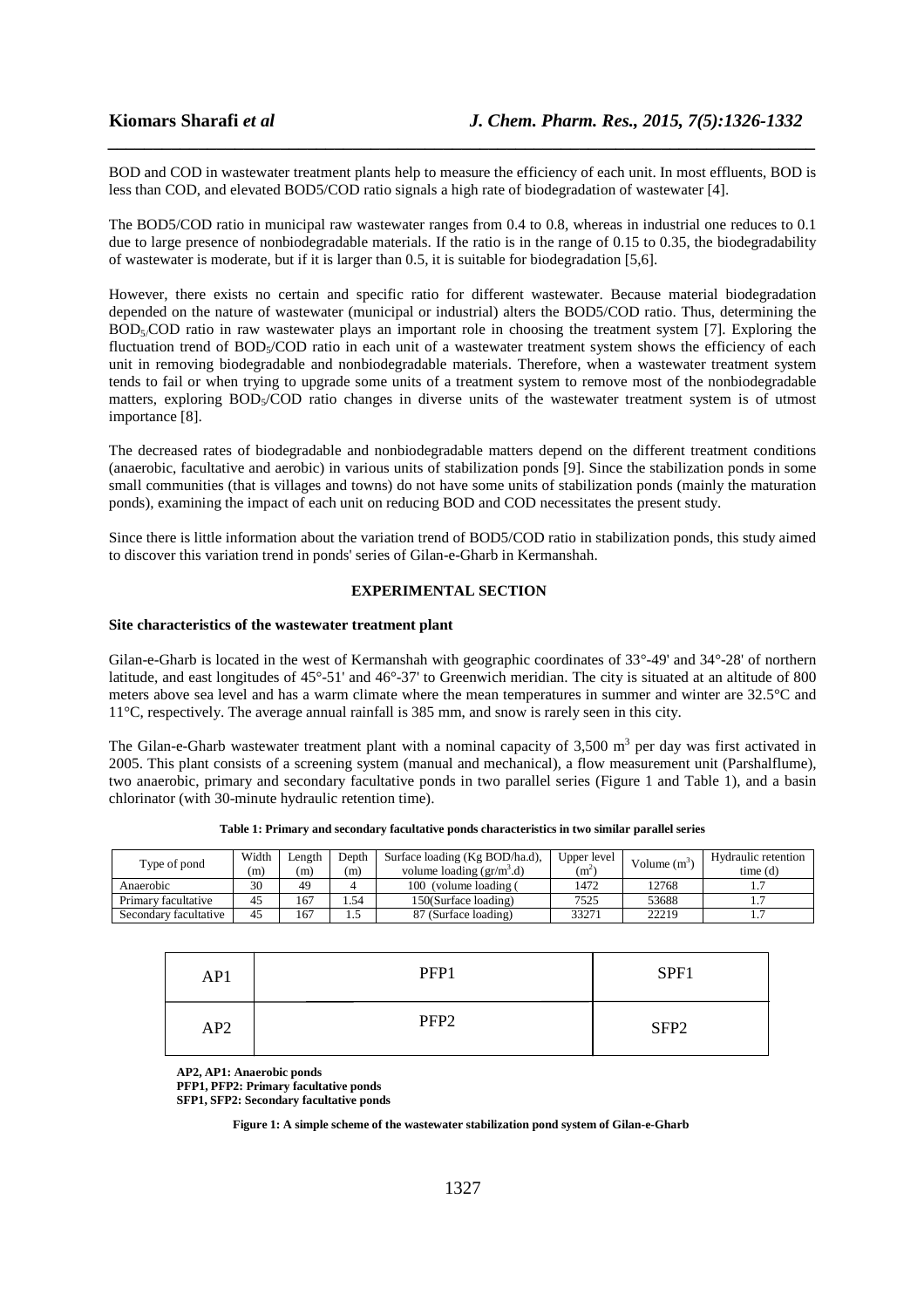BOD and COD in wastewater treatment plants help to measure the efficiency of each unit. In most effluents, BOD is less than COD, and elevated BOD5/COD ratio signals a high rate of biodegradation of wastewater [4].

The BOD5/COD ratio in municipal raw wastewater ranges from 0.4 to 0.8, whereas in industrial one reduces to 0.1 due to large presence of nonbiodegradable materials. If the ratio is in the range of 0.15 to 0.35, the biodegradability of wastewater is moderate, but if it is larger than 0.5, it is suitable for biodegradation [5,6].

However, there exists no certain and specific ratio for different wastewater. Because material biodegradation depended on the nature of wastewater (municipal or industrial) alters the BOD5/COD ratio. Thus, determining the $BOD_5$/COD ratio in raw wastewater plays an important role in choosing the treatment system [7]. Exploring the fluctuation trend of $BOD_5$/COD ratio in each unit of a wastewater treatment system shows the efficiency of each unit in removing biodegradable and nonbiodegradable materials. Therefore, when a wastewater treatment system tends to fail or when trying to upgrade some units of a treatment system to remove most of the nonbiodegradable matters, exploring $BOD_5$/COD ratio changes in diverse units of the wastewater treatment system is of utmost importance [8].

The decreased rates of biodegradable and nonbiodegradable matters depend on the different treatment conditions (anaerobic, facultative and aerobic) in various units of stabilization ponds [9]. Since the stabilization ponds in some small communities (that is villages and towns) do not have some units of stabilization ponds (mainly the maturation ponds), examining the impact of each unit on reducing BOD and COD necessitates the present study.

Since there is little information about the variation trend of BOD5/COD ratio in stabilization ponds, this study aimed to discover this variation trend in ponds' series of Gilan-e-Gharb in Kermanshah.

## EXPERIMENTAL SECTION

### Site characteristics of the wastewater treatment plant

Gilan-e-Gharb is located in the west of Kermanshah with geographic coordinates of 33°-49' and 34°-28' of northern latitude, and east longitudes of 45°-51' and 46°-37' to Greenwich meridian. The city is situated at an altitude of 800 meters above sea level and has a warm climate where the mean temperatures in summer and winter are 32.5°C and 11°C, respectively. The average annual rainfall is 385 mm, and snow is rarely seen in this city.

The Gilan-e-Gharb wastewater treatment plant with a nominal capacity of 3,500 $m^3$ per day was first activated in 2005. This plant consists of a screening system (manual and mechanical), a flow measurement unit (Parshalflume), two anaerobic, primary and secondary facultative ponds in two parallel series (Figure 1 and Table 1), and a basin chlorinator (with 30-minute hydraulic retention time).

**Table 1: Primary and secondary facultative ponds characteristics in two similar parallel series**

| Type of pond | Width (m) | Length (m) | Depth (m) | Surface loading (Kg BOD/ha.d), volume loading ($gr/m^3$.d) | Upper level ($m^2$) | Volume ($m^3$) | Hydraulic retention time (d) |
|---|---|---|---|---|---|---|---|
| Anaerobic | 30 | 49 | 4 | 100 (volume loading ( | 1472 | 12768 | 1.7 |
| Primary facultative | 45 | 167 | 1.54 | 150(Surface loading) | 7525 | 53688 | 1.7 |
| Secondary facultative | 45 | 167 | 1.5 | 87 (Surface loading) | 33271 | 22219 | 1.7 |

| AP1 | PFP1 | SPF1 |
|---|---|---|
| AP2 | PFP2 | SFP2 |

**AP2, AP1: Anaerobic ponds**
**PFP1, PFP2: Primary facultative ponds**
**SFP1, SFP2: Secondary facultative ponds**

**Figure 1: A simple scheme of the wastewater stabilization pond system of Gilan-e-Gharb**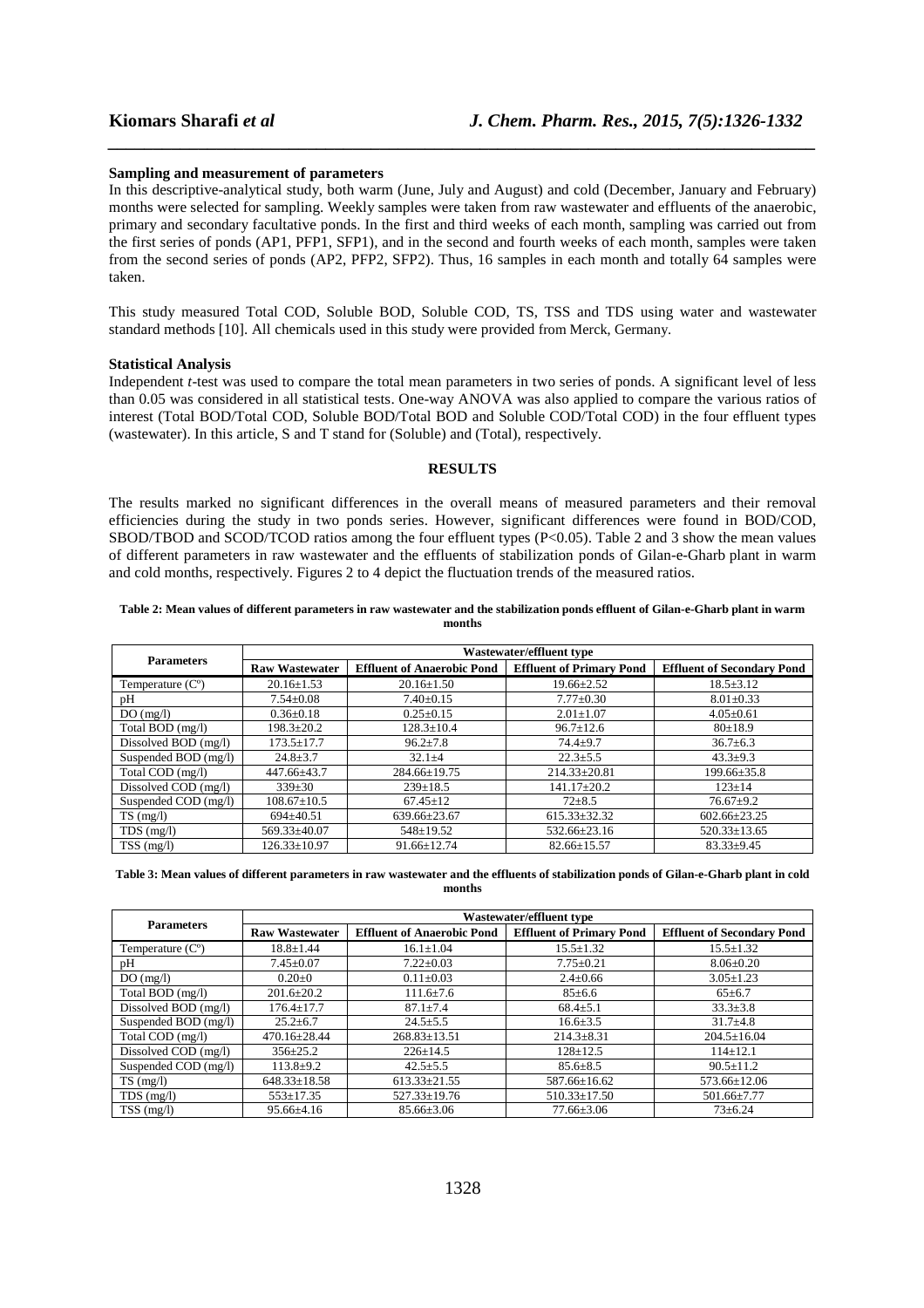### Sampling and measurement of parameters

In this descriptive-analytical study, both warm (June, July and August) and cold (December, January and February) months were selected for sampling. Weekly samples were taken from raw wastewater and effluents of the anaerobic, primary and secondary facultative ponds. In the first and third weeks of each month, sampling was carried out from the first series of ponds (AP1, PFP1, SFP1), and in the second and fourth weeks of each month, samples were taken from the second series of ponds (AP2, PFP2, SFP2). Thus, 16 samples in each month and totally 64 samples were taken.

This study measured Total COD, Soluble BOD, Soluble COD, TS, TSS and TDS using water and wastewater standard methods [10]. All chemicals used in this study were provided from Merck, Germany.

### Statistical Analysis

Independent *t*-test was used to compare the total mean parameters in two series of ponds. A significant level of less than 0.05 was considered in all statistical tests. One-way ANOVA was also applied to compare the various ratios of interest (Total BOD/Total COD, Soluble BOD/Total BOD and Soluble COD/Total COD) in the four effluent types (wastewater). In this article, S and T stand for (Soluble) and (Total), respectively.

## RESULTS

The results marked no significant differences in the overall means of measured parameters and their removal efficiencies during the study in two ponds series. However, significant differences were found in BOD/COD, SBOD/TBOD and SCOD/TCOD ratios among the four effluent types ($P<0.05$). Table 2 and 3 show the mean values of different parameters in raw wastewater and the effluents of stabilization ponds of Gilan-e-Gharb plant in warm and cold months, respectively. Figures 2 to 4 depict the fluctuation trends of the measured ratios.

**Table 2: Mean values of different parameters in raw wastewater and the stabilization ponds effluent of Gilan-e-Gharb plant in warm months**

| Parameters | Wastewater/effluent type | | | |
|---|---|---|---|---|
| | Raw Wastewater | Effluent of Anaerobic Pond | Effluent of Primary Pond | Effluent of Secondary Pond |
| Temperature (C°) | 20.16±1.53 | 20.16±1.50 | 19.66±2.52 | 18.5±3.12 |
| pH | 7.54±0.08 | 7.40±0.15 | 7.77±0.30 | 8.01±0.33 |
| DO (mg/l) | 0.36±0.18 | 0.25±0.15 | 2.01±1.07 | 4.05±0.61 |
| Total BOD (mg/l) | 198.3±20.2 | 128.3±10.4 | 96.7±12.6 | 80±18.9 |
| Dissolved BOD (mg/l) | 173.5±17.7 | 96.2±7.8 | 74.4±9.7 | 36.7±6.3 |
| Suspended BOD (mg/l) | 24.8±3.7 | 32.1±4 | 22.3±5.5 | 43.3±9.3 |
| Total COD (mg/l) | 447.66±43.7 | 284.66±19.75 | 214.33±20.81 | 199.66±35.8 |
| Dissolved COD (mg/l) | 339±30 | 239±18.5 | 141.17±20.2 | 123±14 |
| Suspended COD (mg/l) | 108.67±10.5 | 67.45±12 | 72±8.5 | 76.67±9.2 |
| TS (mg/l) | 694±40.51 | 639.66±23.67 | 615.33±32.32 | 602.66±23.25 |
| TDS (mg/l) | 569.33±40.07 | 548±19.52 | 532.66±23.16 | 520.33±13.65 |
| TSS (mg/l) | 126.33±10.97 | 91.66±12.74 | 82.66±15.57 | 83.33±9.45 |

**Table 3: Mean values of different parameters in raw wastewater and the effluents of stabilization ponds of Gilan-e-Gharb plant in cold months**

| Parameters | Wastewater/effluent type | | | |
|---|---|---|---|---|
| | Raw Wastewater | Effluent of Anaerobic Pond | Effluent of Primary Pond | Effluent of Secondary Pond |
| Temperature (C°) | 18.8±1.44 | 16.1±1.04 | 15.5±1.32 | 15.5±1.32 |
| pH | 7.45±0.07 | 7.22±0.03 | 7.75±0.21 | 8.06±0.20 |
| DO (mg/l) | 0.20±0 | 0.11±0.03 | 2.4±0.66 | 3.05±1.23 |
| Total BOD (mg/l) | 201.6±20.2 | 111.6±7.6 | 85±6.6 | 65±6.7 |
| Dissolved BOD (mg/l) | 176.4±17.7 | 87.1±7.4 | 68.4±5.1 | 33.3±3.8 |
| Suspended BOD (mg/l) | 25.2±6.7 | 24.5±5.5 | 16.6±3.5 | 31.7±4.8 |
| Total COD (mg/l) | 470.16±28.44 | 268.83±13.51 | 214.3±8.31 | 204.5±16.04 |
| Dissolved COD (mg/l) | 356±25.2 | 226±14.5 | 128±12.5 | 114±12.1 |
| Suspended COD (mg/l) | 113.8±9.2 | 42.5±5.5 | 85.6±8.5 | 90.5±11.2 |
| TS (mg/l) | 648.33±18.58 | 613.33±21.55 | 587.66±16.62 | 573.66±12.06 |
| TDS (mg/l) | 553±17.35 | 527.33±19.76 | 510.33±17.50 | 501.66±7.77 |
| TSS (mg/l) | 95.66±4.16 | 85.66±3.06 | 77.66±3.06 | 73±6.24 |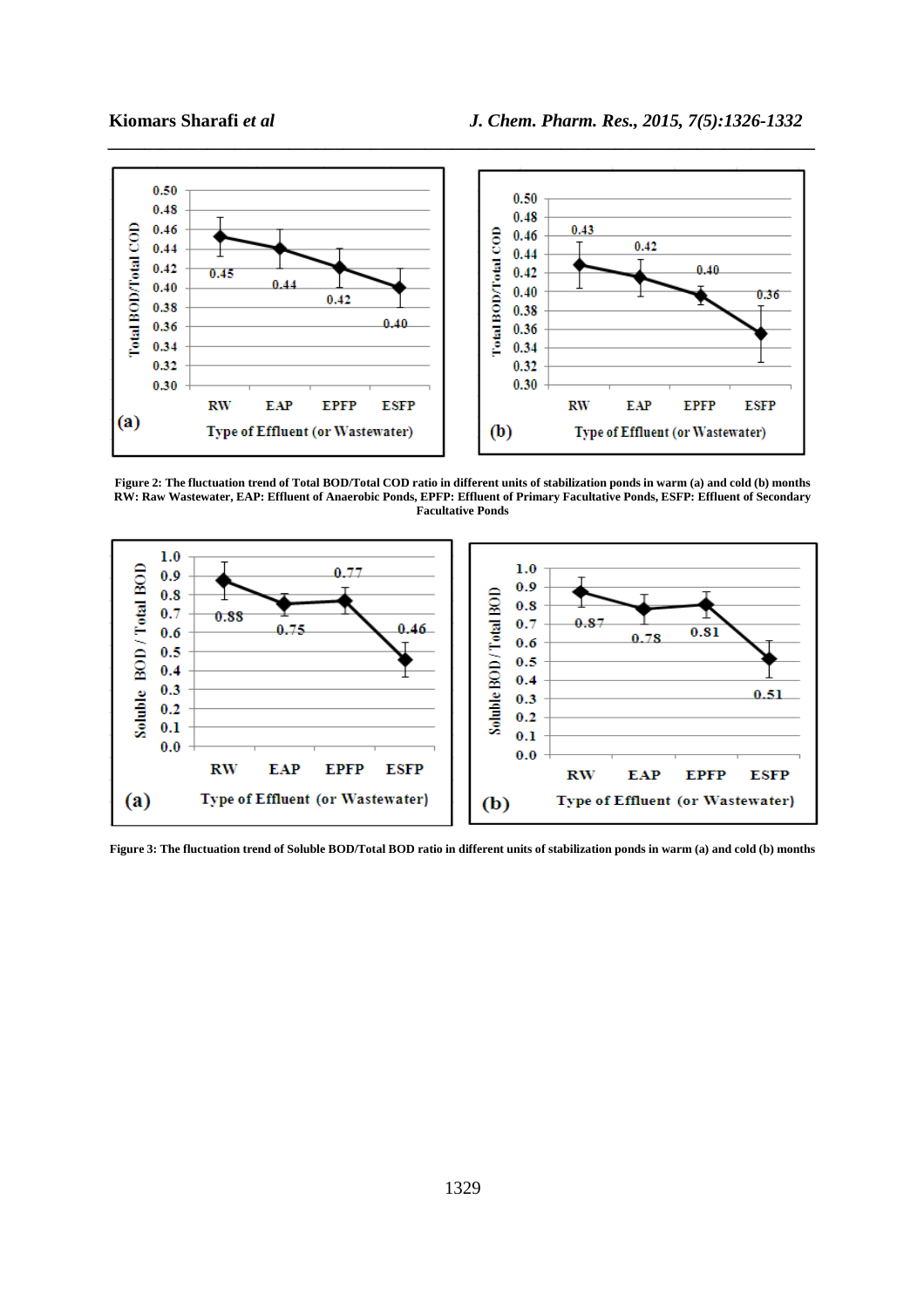**Figure 2: The fluctuation trend of Total BOD/Total COD ratio in different units of stabilization ponds in warm (a) and cold (b) months**
**RW: Raw Wastewater, EAP: Effluent of Anaerobic Ponds, EPFP: Effluent of Primary Facultative Ponds, ESFP: Effluent of Secondary Facultative Ponds**

**Figure 3: The fluctuation trend of Soluble BOD/Total BOD ratio in different units of stabilization ponds in warm (a) and cold (b) months**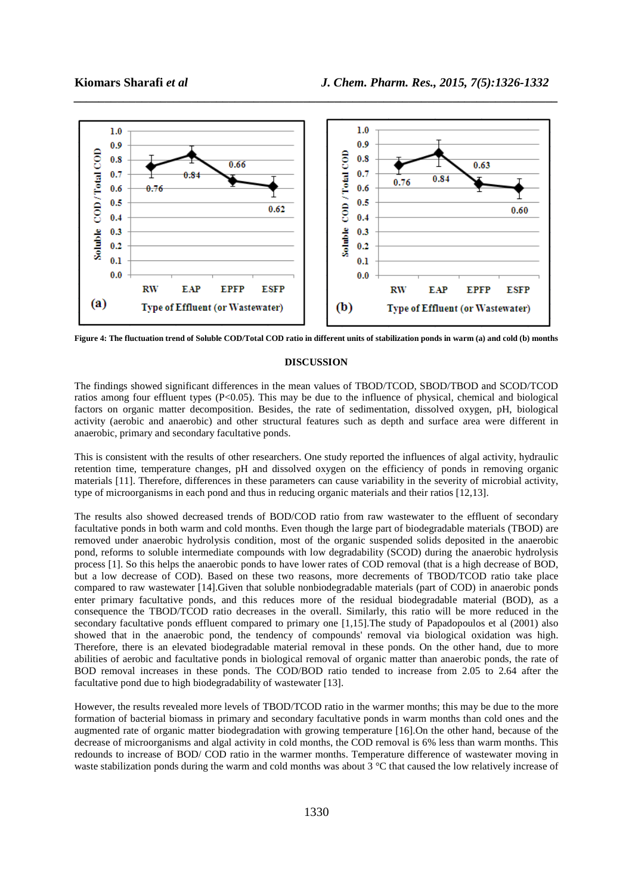**Figure 4: The fluctuation trend of Soluble COD/Total COD ratio in different units of stabilization ponds in warm (a) and cold (b) months**

## DISCUSSION

The findings showed significant differences in the mean values of TBOD/TCOD, SBOD/TBOD and SCOD/TCOD ratios among four effluent types ($P<0.05$). This may be due to the influence of physical, chemical and biological factors on organic matter decomposition. Besides, the rate of sedimentation, dissolved oxygen, pH, biological activity (aerobic and anaerobic) and other structural features such as depth and surface area were different in anaerobic, primary and secondary facultative ponds.

This is consistent with the results of other researchers. One study reported the influences of algal activity, hydraulic retention time, temperature changes, pH and dissolved oxygen on the efficiency of ponds in removing organic materials [11]. Therefore, differences in these parameters can cause variability in the severity of microbial activity, type of microorganisms in each pond and thus in reducing organic materials and their ratios [12,13].

The results also showed decreased trends of BOD/COD ratio from raw wastewater to the effluent of secondary facultative ponds in both warm and cold months. Even though the large part of biodegradable materials (TBOD) are removed under anaerobic hydrolysis condition, most of the organic suspended solids deposited in the anaerobic pond, reforms to soluble intermediate compounds with low degradability (SCOD) during the anaerobic hydrolysis process [1]. So this helps the anaerobic ponds to have lower rates of COD removal (that is a high decrease of BOD, but a low decrease of COD). Based on these two reasons, more decrements of TBOD/TCOD ratio take place compared to raw wastewater [14].Given that soluble nonbiodegradable materials (part of COD) in anaerobic ponds enter primary facultative ponds, and this reduces more of the residual biodegradable material (BOD), as a consequence the TBOD/TCOD ratio decreases in the overall. Similarly, this ratio will be more reduced in the secondary facultative ponds effluent compared to primary one [1,15].The study of Papadopoulos et al (2001) also showed that in the anaerobic pond, the tendency of compounds' removal via biological oxidation was high. Therefore, there is an elevated biodegradable material removal in these ponds. On the other hand, due to more abilities of aerobic and facultative ponds in biological removal of organic matter than anaerobic ponds, the rate of BOD removal increases in these ponds. The COD/BOD ratio tended to increase from 2.05 to 2.64 after the facultative pond due to high biodegradability of wastewater [13].

However, the results revealed more levels of TBOD/TCOD ratio in the warmer months; this may be due to the more formation of bacterial biomass in primary and secondary facultative ponds in warm months than cold ones and the augmented rate of organic matter biodegradation with growing temperature [16].On the other hand, because of the decrease of microorganisms and algal activity in cold months, the COD removal is 6% less than warm months. This redounds to increase of BOD/ COD ratio in the warmer months. Temperature difference of wastewater moving in waste stabilization ponds during the warm and cold months was about 3 °C that caused the low relatively increase of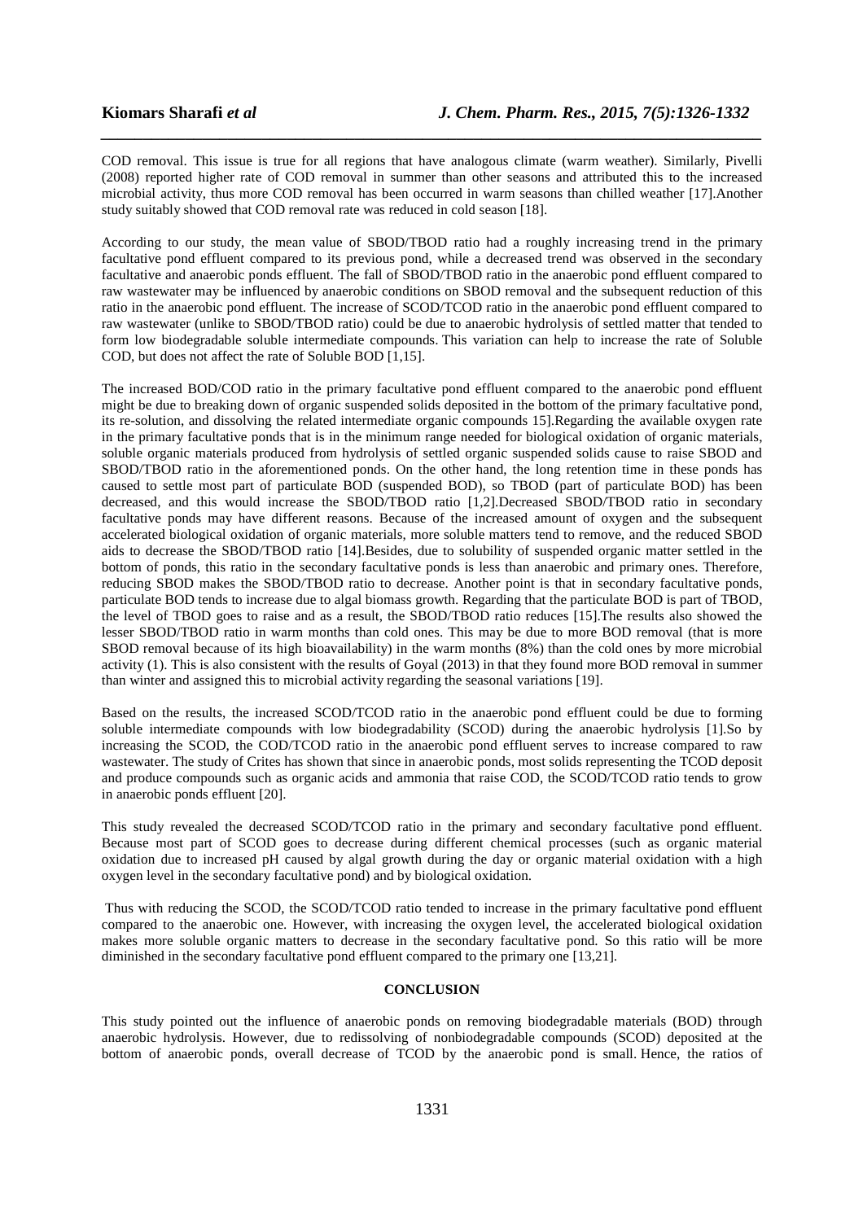COD removal. This issue is true for all regions that have analogous climate (warm weather). Similarly, Pivelli (2008) reported higher rate of COD removal in summer than other seasons and attributed this to the increased microbial activity, thus more COD removal has been occurred in warm seasons than chilled weather [17].Another study suitably showed that COD removal rate was reduced in cold season [18].

According to our study, the mean value of SBOD/TBOD ratio had a roughly increasing trend in the primary facultative pond effluent compared to its previous pond, while a decreased trend was observed in the secondary facultative and anaerobic ponds effluent. The fall of SBOD/TBOD ratio in the anaerobic pond effluent compared to raw wastewater may be influenced by anaerobic conditions on SBOD removal and the subsequent reduction of this ratio in the anaerobic pond effluent. The increase of SCOD/TCOD ratio in the anaerobic pond effluent compared to raw wastewater (unlike to SBOD/TBOD ratio) could be due to anaerobic hydrolysis of settled matter that tended to form low biodegradable soluble intermediate compounds. This variation can help to increase the rate of Soluble COD, but does not affect the rate of Soluble BOD [1,15].

The increased BOD/COD ratio in the primary facultative pond effluent compared to the anaerobic pond effluent might be due to breaking down of organic suspended solids deposited in the bottom of the primary facultative pond, its re-solution, and dissolving the related intermediate organic compounds 15].Regarding the available oxygen rate in the primary facultative ponds that is in the minimum range needed for biological oxidation of organic materials, soluble organic materials produced from hydrolysis of settled organic suspended solids cause to raise SBOD and SBOD/TBOD ratio in the aforementioned ponds. On the other hand, the long retention time in these ponds has caused to settle most part of particulate BOD (suspended BOD), so TBOD (part of particulate BOD) has been decreased, and this would increase the SBOD/TBOD ratio [1,2].Decreased SBOD/TBOD ratio in secondary facultative ponds may have different reasons. Because of the increased amount of oxygen and the subsequent accelerated biological oxidation of organic materials, more soluble matters tend to remove, and the reduced SBOD aids to decrease the SBOD/TBOD ratio [14].Besides, due to solubility of suspended organic matter settled in the bottom of ponds, this ratio in the secondary facultative ponds is less than anaerobic and primary ones. Therefore, reducing SBOD makes the SBOD/TBOD ratio to decrease. Another point is that in secondary facultative ponds, particulate BOD tends to increase due to algal biomass growth. Regarding that the particulate BOD is part of TBOD, the level of TBOD goes to raise and as a result, the SBOD/TBOD ratio reduces [15].The results also showed the lesser SBOD/TBOD ratio in warm months than cold ones. This may be due to more BOD removal (that is more SBOD removal because of its high bioavailability) in the warm months (8%) than the cold ones by more microbial activity (1). This is also consistent with the results of Goyal (2013) in that they found more BOD removal in summer than winter and assigned this to microbial activity regarding the seasonal variations [19].

Based on the results, the increased SCOD/TCOD ratio in the anaerobic pond effluent could be due to forming soluble intermediate compounds with low biodegradability (SCOD) during the anaerobic hydrolysis [1].So by increasing the SCOD, the COD/TCOD ratio in the anaerobic pond effluent serves to increase compared to raw wastewater. The study of Crites has shown that since in anaerobic ponds, most solids representing the TCOD deposit and produce compounds such as organic acids and ammonia that raise COD, the SCOD/TCOD ratio tends to grow in anaerobic ponds effluent [20].

This study revealed the decreased SCOD/TCOD ratio in the primary and secondary facultative pond effluent. Because most part of SCOD goes to decrease during different chemical processes (such as organic material oxidation due to increased pH caused by algal growth during the day or organic material oxidation with a high oxygen level in the secondary facultative pond) and by biological oxidation.

Thus with reducing the SCOD, the SCOD/TCOD ratio tended to increase in the primary facultative pond effluent compared to the anaerobic one. However, with increasing the oxygen level, the accelerated biological oxidation makes more soluble organic matters to decrease in the secondary facultative pond. So this ratio will be more diminished in the secondary facultative pond effluent compared to the primary one [13,21].

## CONCLUSION

This study pointed out the influence of anaerobic ponds on removing biodegradable materials (BOD) through anaerobic hydrolysis. However, due to redissolving of nonbiodegradable compounds (SCOD) deposited at the bottom of anaerobic ponds, overall decrease of TCOD by the anaerobic pond is small. Hence, the ratios of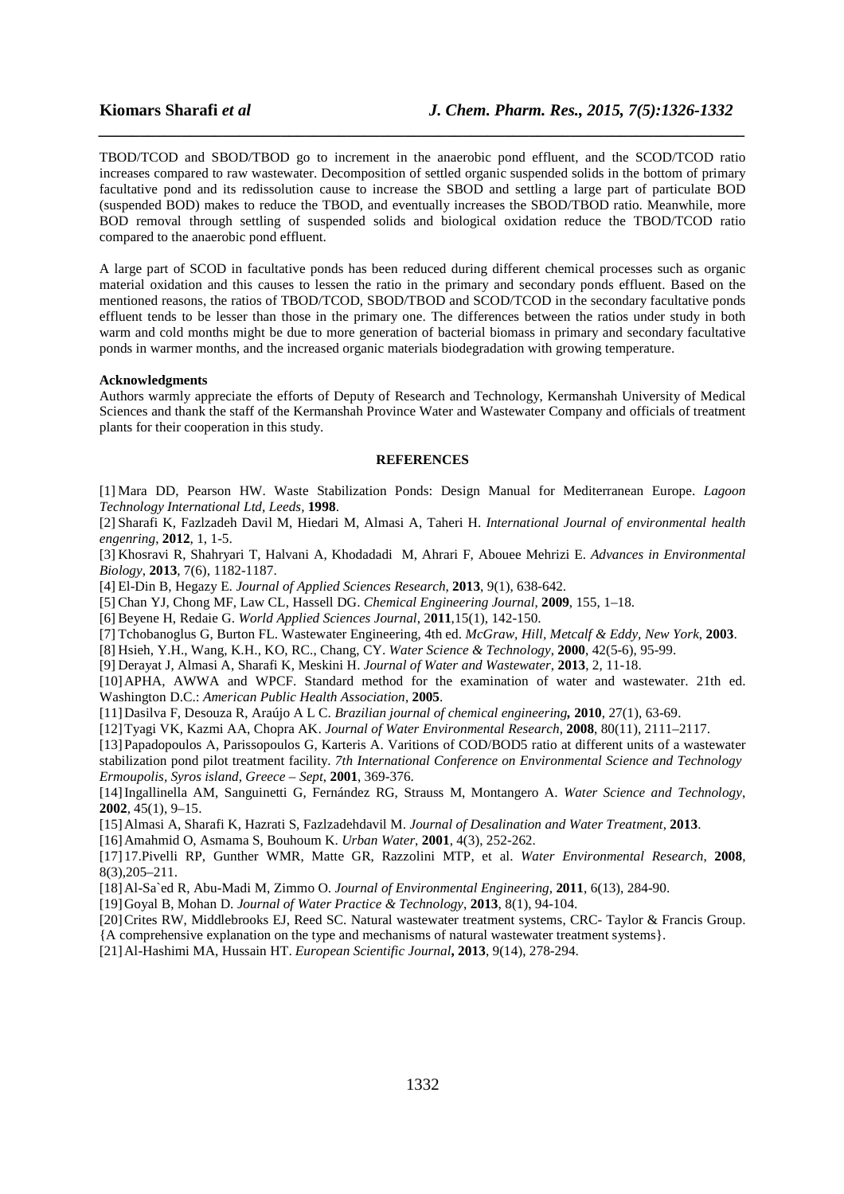TBOD/TCOD and SBOD/TBOD go to increment in the anaerobic pond effluent, and the SCOD/TCOD ratio increases compared to raw wastewater. Decomposition of settled organic suspended solids in the bottom of primary facultative pond and its redissolution cause to increase the SBOD and settling a large part of particulate BOD (suspended BOD) makes to reduce the TBOD, and eventually increases the SBOD/TBOD ratio. Meanwhile, more BOD removal through settling of suspended solids and biological oxidation reduce the TBOD/TCOD ratio compared to the anaerobic pond effluent.

A large part of SCOD in facultative ponds has been reduced during different chemical processes such as organic material oxidation and this causes to lessen the ratio in the primary and secondary ponds effluent. Based on the mentioned reasons, the ratios of TBOD/TCOD, SBOD/TBOD and SCOD/TCOD in the secondary facultative ponds effluent tends to be lesser than those in the primary one. The differences between the ratios under study in both warm and cold months might be due to more generation of bacterial biomass in primary and secondary facultative ponds in warmer months, and the increased organic materials biodegradation with growing temperature.

**Acknowledgments**

Authors warmly appreciate the efforts of Deputy of Research and Technology, Kermanshah University of Medical Sciences and thank the staff of the Kermanshah Province Water and Wastewater Company and officials of treatment plants for their cooperation in this study.

## REFERENCES

[1] Mara DD, Pearson HW. Waste Stabilization Ponds: Design Manual for Mediterranean Europe. *Lagoon Technology International Ltd, Leeds*, **1998**.

[2] Sharafi K, Fazlzadeh Davil M, Hiedari M, Almasi A, Taheri H. *International Journal of environmental health engenring*, **2012**, 1, 1-5.

[3] Khosravi R, Shahryari T, Halvani A, Khodadadi M, Ahrari F, Abouee Mehrizi E. *Advances in Environmental Biology*, **2013**, 7(6), 1182-1187.

[4] El-Din B, Hegazy E. *Journal of Applied Sciences Research*, **2013**, 9(1), 638-642.

[5] Chan YJ, Chong MF, Law CL, Hassell DG. *Chemical Engineering Journal*, **2009**, 155, 1–18.

[6] Beyene H, Redaie G. *World Applied Sciences Journal*, 2**011**,15(1), 142-150.

[7] Tchobanoglus G, Burton FL. Wastewater Engineering, 4th ed. *McGraw, Hill, Metcalf & Eddy, New York*, **2003**.

[8] Hsieh, Y.H., Wang, K.H., KO, RC., Chang, CY. *Water Science & Technology*, **2000**, 42(5-6), 95-99.

[9] Derayat J, Almasi A, Sharafi K, Meskini H. *Journal of Water and Wastewater*, **2013**, 2, 11-18.

[10] APHA, AWWA and WPCF. Standard method for the examination of water and wastewater. 21th ed. Washington D.C.: *American Public Health Association*, **2005**.

[11] Dasilva F, Desouza R, Araújo A L C. *Brazilian journal of chemical engineering***, 2010**, 27(1), 63-69.

[12] Tyagi VK, Kazmi AA, Chopra AK. *Journal of Water Environmental Research*, **2008**, 80(11), 2111–2117.

[13] Papadopoulos A, Parissopoulos G, Karteris A. Varitions of COD/BOD5 ratio at different units of a wastewater stabilization pond pilot treatment facility. *7th International Conference on Environmental Science and Technology Ermoupolis, Syros island, Greece – Sept*, **2001**, 369-376.

[14] Ingallinella AM, Sanguinetti G, Fernández RG, Strauss M, Montangero A. *Water Science and Technology*, **2002**, 45(1), 9–15.

[15] Almasi A, Sharafi K, Hazrati S, Fazlzadehdavil M. *Journal of Desalination and Water Treatment*, **2013**.

[16] Amahmid O, Asmama S, Bouhoum K. *Urban Water*, **2001**, 4(3), 252-262.

[17] 17.Pivelli RP, Gunther WMR, Matte GR, Razzolini MTP, et al. *Water Environmental Research*, **2008**, 8(3),205–211.

[18] Al-Sa`ed R, Abu-Madi M, Zimmo O. *Journal of Environmental Engineering*, **2011**, 6(13), 284-90.

[19] Goyal B, Mohan D. *Journal of Water Practice & Technology*, **2013**, 8(1), 94-104.

[20] Crites RW, Middlebrooks EJ, Reed SC. Natural wastewater treatment systems, CRC- Taylor & Francis Group. {A comprehensive explanation on the type and mechanisms of natural wastewater treatment systems}.

[21] Al-Hashimi MA, Hussain HT. *European Scientific Journal***, 2013**, 9(14), 278-294.